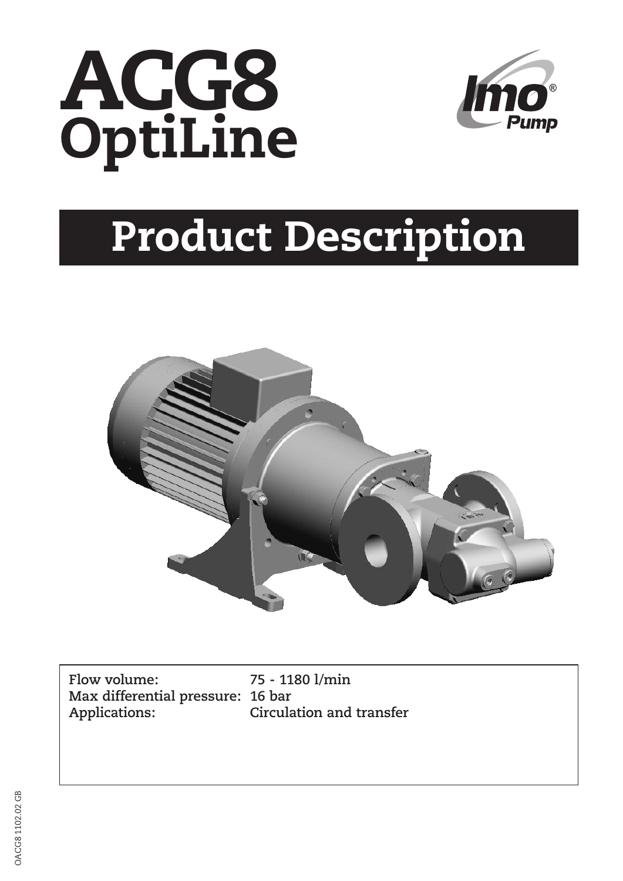# ACG8 OptiLine

## Product Description

| | |
|---|---|
| **Flow volume:** | **75 - 1180 l/min** |
| **Max differential pressure:** | **16 bar** |
| **Applications:** | **Circulation and transfer** |

OACG8 1102.02 GB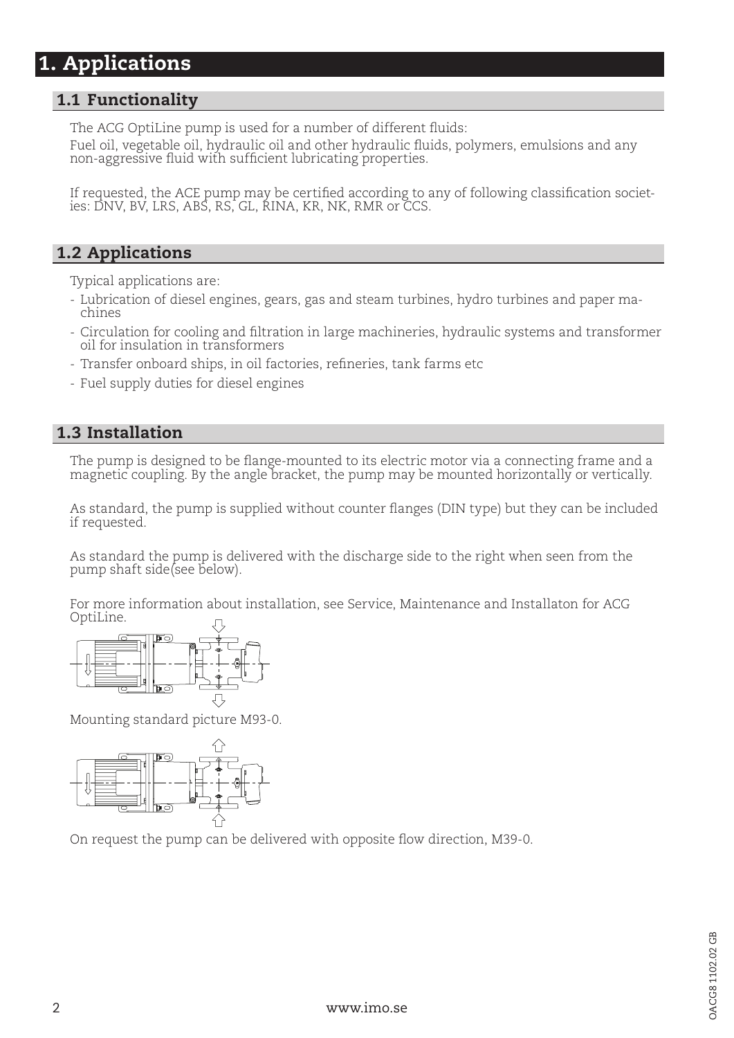# 1. Applications

## 1.1 Functionality

The ACG OptiLine pump is used for a number of different fluids:
Fuel oil, vegetable oil, hydraulic oil and other hydraulic fluids, polymers, emulsions and any non-aggressive fluid with sufficient lubricating properties.

If requested, the ACE pump may be certified according to any of following classification societies: DNV, BV, LRS, ABS, RS, GL, RINA, KR, NK, RMR or CCS.

## 1.2 Applications

Typical applications are:

- Lubrication of diesel engines, gears, gas and steam turbines, hydro turbines and paper machines
- Circulation for cooling and filtration in large machineries, hydraulic systems and transformer oil for insulation in transformers
- Transfer onboard ships, in oil factories, refineries, tank farms etc
- Fuel supply duties for diesel engines

## 1.3 Installation

The pump is designed to be flange-mounted to its electric motor via a connecting frame and a magnetic coupling. By the angle bracket, the pump may be mounted horizontally or vertically.

As standard, the pump is supplied without counter flanges (DIN type) but they can be included if requested.

As standard the pump is delivered with the discharge side to the right when seen from the pump shaft side(see below).

For more information about installation, see Service, Maintenance and Installaton for ACG OptiLine.

Mounting standard picture M93-0.

On request the pump can be delivered with opposite flow direction, M39-0.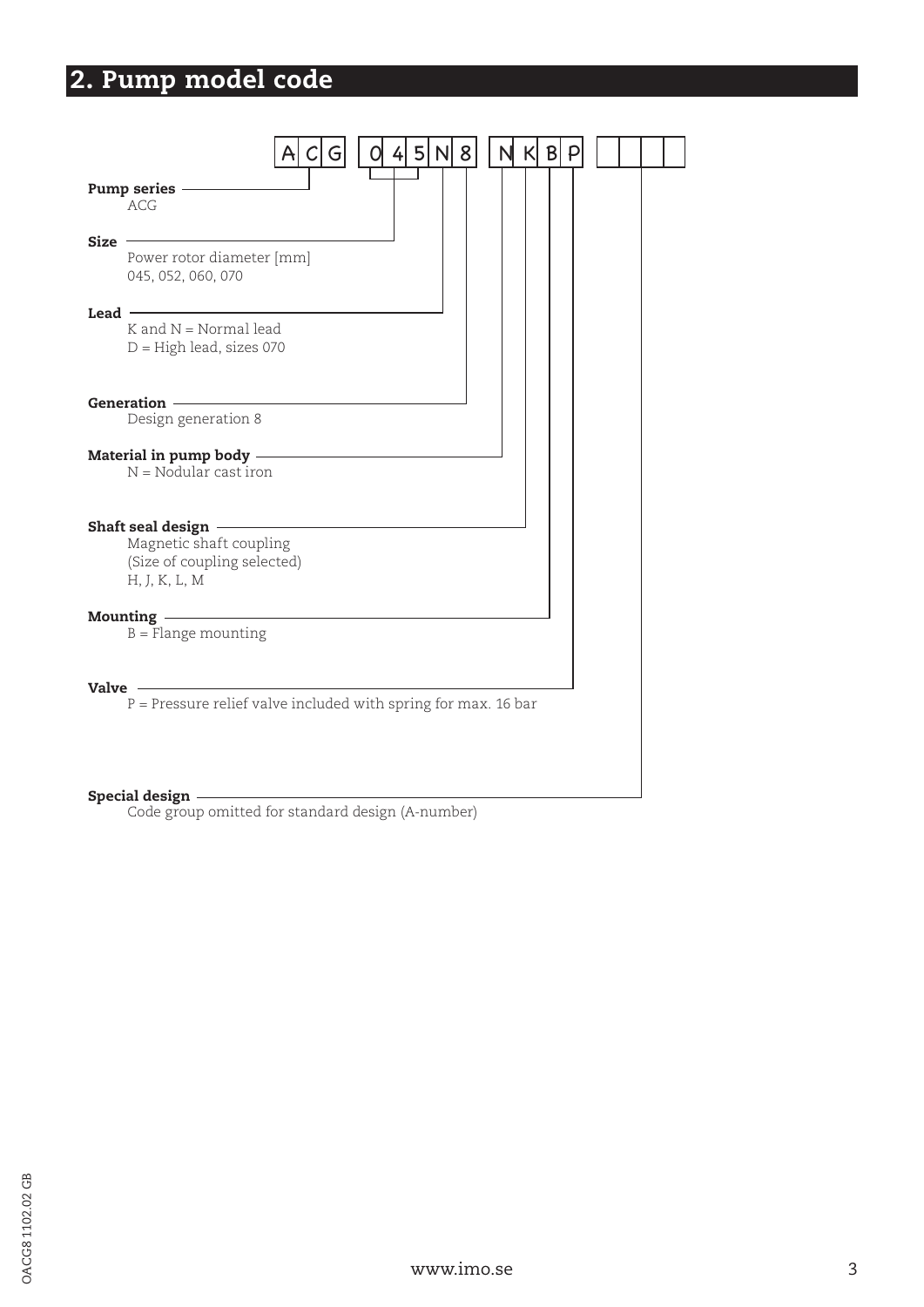## 2. Pump model code

A C G | 0 4 5 N 8 | N K B P | _ _ _ _

**Pump series**
ACG

**Size**
Power rotor diameter [mm]
045, 052, 060, 070

**Lead**
K and N = Normal lead
D = High lead, sizes 070

**Generation**
Design generation 8

**Material in pump body**
N = Nodular cast iron

**Shaft seal design**
Magnetic shaft coupling
(Size of coupling selected)
H, J, K, L, M

**Mounting**
B = Flange mounting

**Valve**
P = Pressure relief valve included with spring for max. 16 bar

**Special design**
Code group omitted for standard design (A-number)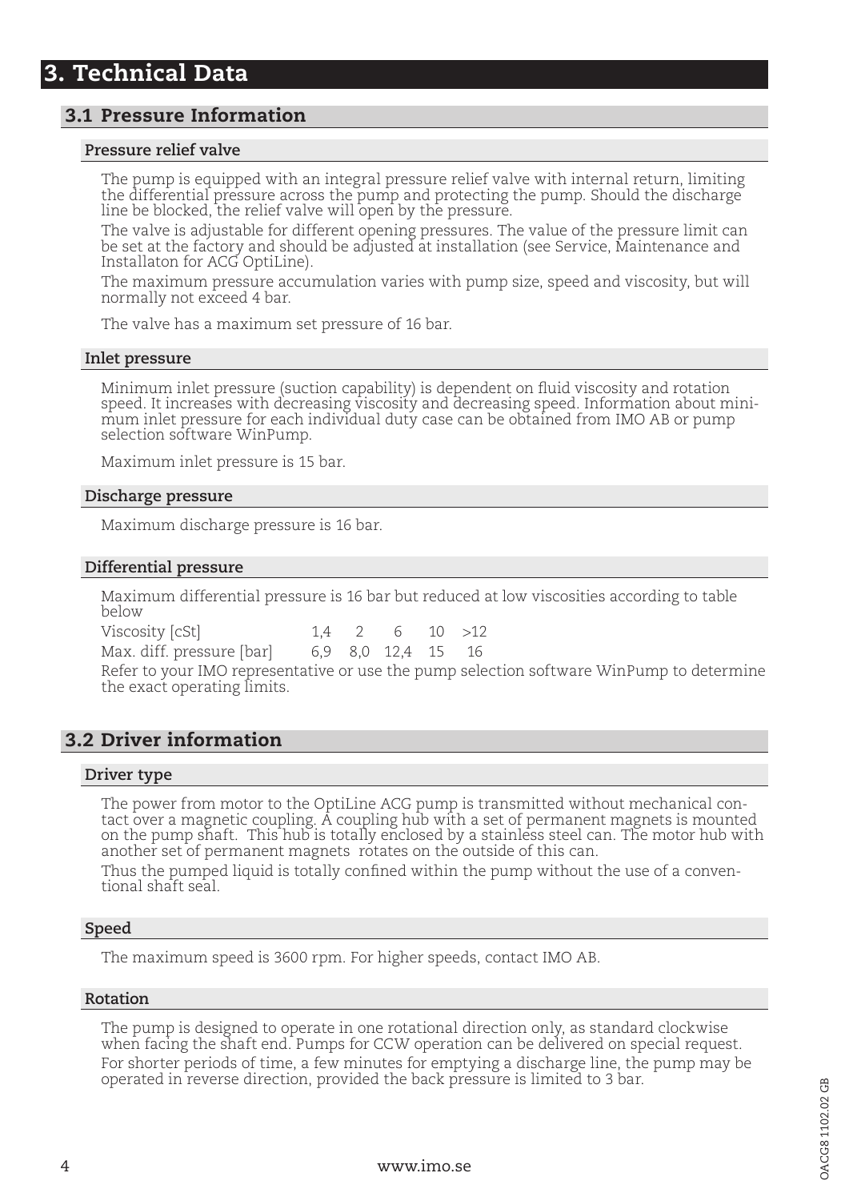# 3. Technical Data

## 3.1 Pressure Information

### Pressure relief valve

The pump is equipped with an integral pressure relief valve with internal return, limiting the differential pressure across the pump and protecting the pump. Should the discharge line be blocked, the relief valve will open by the pressure.

The valve is adjustable for different opening pressures. The value of the pressure limit can be set at the factory and should be adjusted at installation (see Service, Maintenance and Installaton for ACG OptiLine).

The maximum pressure accumulation varies with pump size, speed and viscosity, but will normally not exceed 4 bar.

The valve has a maximum set pressure of 16 bar.

### Inlet pressure

Minimum inlet pressure (suction capability) is dependent on fluid viscosity and rotation speed. It increases with decreasing viscosity and decreasing speed. Information about minimum inlet pressure for each individual duty case can be obtained from IMO AB or pump selection software WinPump.

Maximum inlet pressure is 15 bar.

### Discharge pressure

Maximum discharge pressure is 16 bar.

### Differential pressure

Maximum differential pressure is 16 bar but reduced at low viscosities according to table below

| Viscosity [cSt] | 1,4 | 2 | 6 | 10 | >12 |
|---|---|---|---|---|---|
| Max. diff. pressure [bar] | 6,9 | 8,0 | 12,4 | 15 | 16 |

Refer to your IMO representative or use the pump selection software WinPump to determine the exact operating limits.

## 3.2 Driver information

### Driver type

The power from motor to the OptiLine ACG pump is transmitted without mechanical contact over a magnetic coupling. A coupling hub with a set of permanent magnets is mounted on the pump shaft. This hub is totally enclosed by a stainless steel can. The motor hub with another set of permanent magnets rotates on the outside of this can.

Thus the pumped liquid is totally confined within the pump without the use of a conventional shaft seal.

### Speed

The maximum speed is 3600 rpm. For higher speeds, contact IMO AB.

### Rotation

The pump is designed to operate in one rotational direction only, as standard clockwise when facing the shaft end. Pumps for CCW operation can be delivered on special request.

For shorter periods of time, a few minutes for emptying a discharge line, the pump may be operated in reverse direction, provided the back pressure is limited to 3 bar.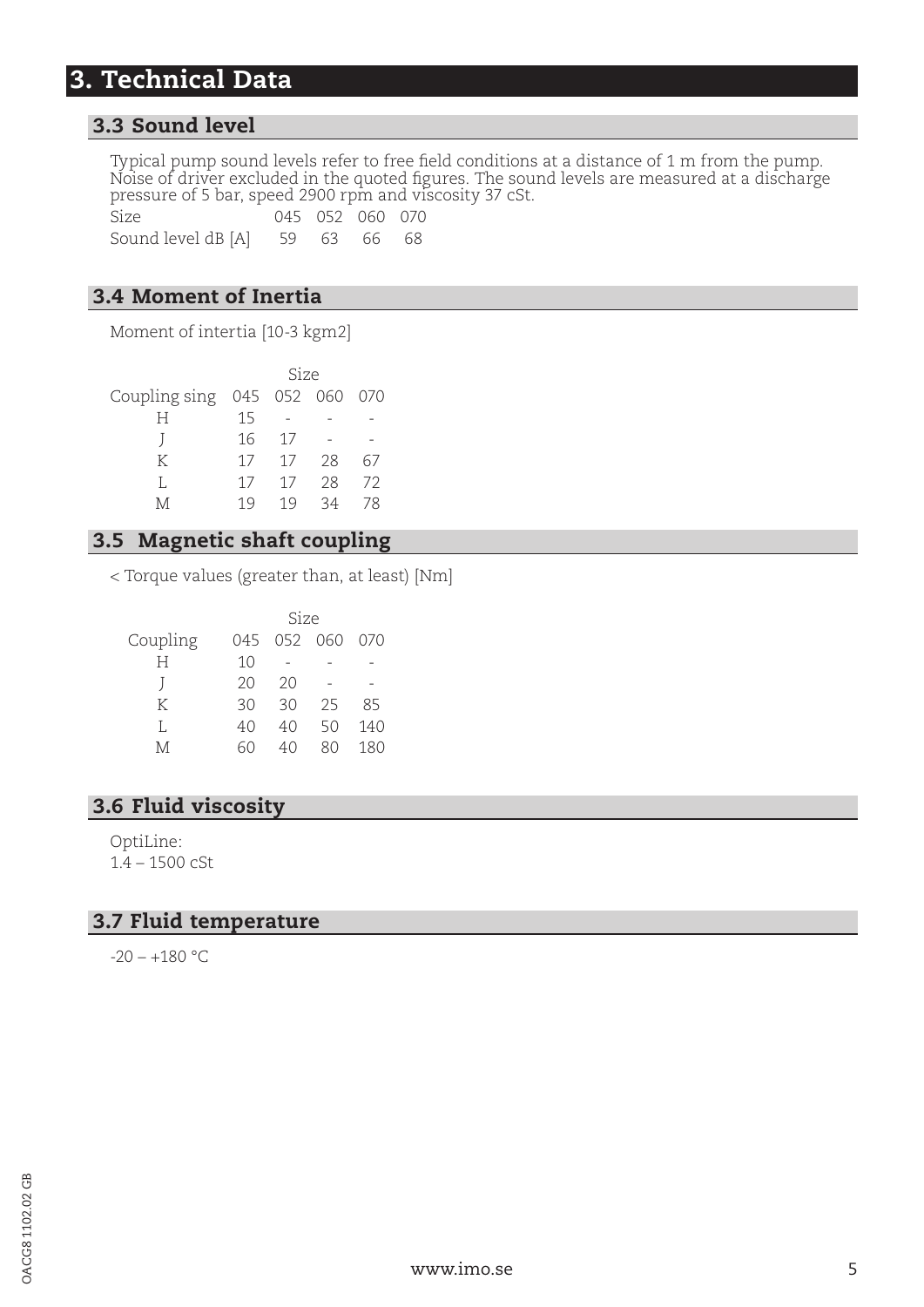# 3. Technical Data

## 3.3 Sound level

Typical pump sound levels refer to free field conditions at a distance of 1 m from the pump. Noise of driver excluded in the quoted figures. The sound levels are measured at a discharge pressure of 5 bar, speed 2900 rpm and viscosity 37 cSt.

| Size | 045 | 052 | 060 | 070 |
|---|---|---|---|---|
| Sound level dB [A] | 59 | 63 | 66 | 68 |

## 3.4 Moment of Inertia

Moment of intertia [10-3 kgm2]

| | Size | | | |
|---|---|---|---|---|
| Coupling sing | 045 | 052 | 060 | 070 |
| H | 15 | - | - | - |
| J | 16 | 17 | - | - |
| K | 17 | 17 | 28 | 67 |
| L | 17 | 17 | 28 | 72 |
| M | 19 | 19 | 34 | 78 |

## 3.5 Magnetic shaft coupling

< Torque values (greater than, at least) [Nm]

| | Size | | | |
|---|---|---|---|---|
| Coupling | 045 | 052 | 060 | 070 |
| H | 10 | - | - | - |
| J | 20 | 20 | - | - |
| K | 30 | 30 | 25 | 85 |
| L | 40 | 40 | 50 | 140 |
| M | 60 | 40 | 80 | 180 |

## 3.6 Fluid viscosity

OptiLine:
1.4 – 1500 cSt

## 3.7 Fluid temperature

-20 – +180 °C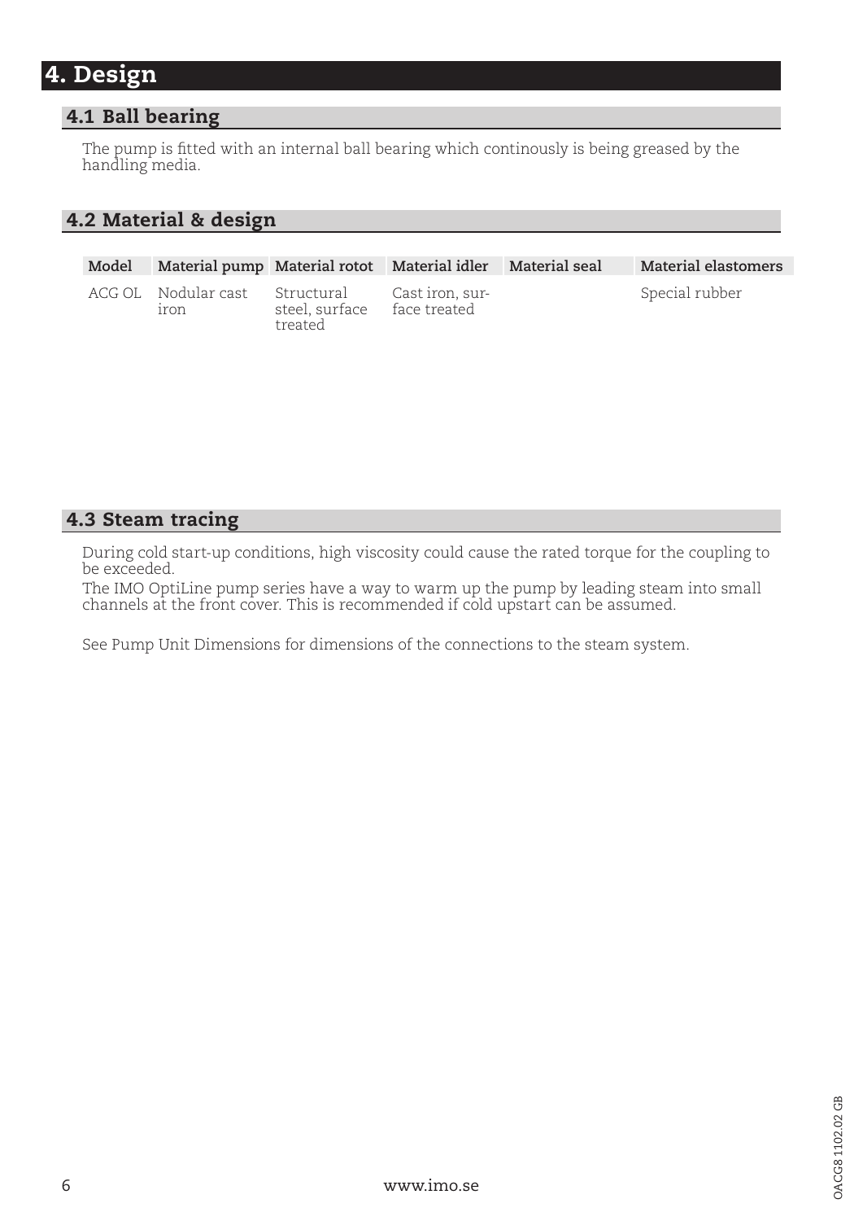# 4. Design

## 4.1 Ball bearing

The pump is fitted with an internal ball bearing which continously is being greased by the handling media.

## 4.2 Material & design

| Model | Material pump | Material rotot | Material idler | Material seal | Material elastomers |
|---|---|---|---|---|---|
| ACG OL | Nodular cast iron | Structural steel, surface treated | Cast iron, surface treated | | Special rubber |

## 4.3 Steam tracing

During cold start-up conditions, high viscosity could cause the rated torque for the coupling to be exceeded.
The IMO OptiLine pump series have a way to warm up the pump by leading steam into small channels at the front cover. This is recommended if cold upstart can be assumed.

See Pump Unit Dimensions for dimensions of the connections to the steam system.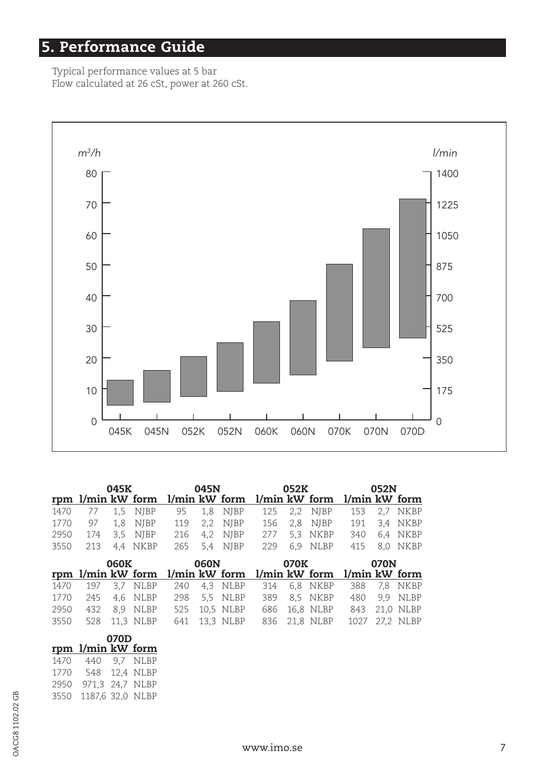# 5. Performance Guide

Typical performance values at 5 bar
Flow calculated at 26 cSt, power at 260 cSt.

| | 045K | | | 045N | | | 052K | | | 052N | | |
|---|---|---|---|---|---|---|---|---|---|---|---|---|
| rpm | l/min | kW | form | l/min | kW | form | l/min | kW | form | l/min | kW | form |
| 1470 | 77 | 1,5 | NJBP | 95 | 1,8 | NJBP | 125 | 2,2 | NJBP | 153 | 2,7 | NKBP |
| 1770 | 97 | 1,8 | NJBP | 119 | 2,2 | NJBP | 156 | 2,8 | NJBP | 191 | 3,4 | NKBP |
| 2950 | 174 | 3,5 | NJBP | 216 | 4,2 | NJBP | 277 | 5,3 | NKBP | 340 | 6,4 | NKBP |
| 3550 | 213 | 4,4 | NKBP | 265 | 5,4 | NJBP | 229 | 6,9 | NLBP | 415 | 8,0 | NKBP |

| | 060K | | | 060N | | | 070K | | | 070N | | |
|---|---|---|---|---|---|---|---|---|---|---|---|---|
| rpm | l/min | kW | form | l/min | kW | form | l/min | kW | form | l/min | kW | form |
| 1470 | 197 | 3,7 | NLBP | 240 | 4,3 | NLBP | 314 | 6,8 | NKBP | 388 | 7,8 | NKBP |
| 1770 | 245 | 4,6 | NLBP | 298 | 5,5 | NLBP | 389 | 8,5 | NKBP | 480 | 9,9 | NLBP |
| 2950 | 432 | 8,9 | NLBP | 525 | 10,5 | NLBP | 686 | 16,8 | NLBP | 843 | 21,0 | NLBP |
| 3550 | 528 | 11,3 | NLBP | 641 | 13,3 | NLBP | 836 | 21,8 | NLBP | 1027 | 27,2 | NLBP |

| | 070D | | |
|---|---|---|---|
| rpm | l/min | kW | form |
| 1470 | 440 | 9,7 | NLBP |
| 1770 | 548 | 12,4 | NLBP |
| 2950 | 971,3 | 24,7 | NLBP |
| 3550 | 1187,6 | 32,0 | NLBP |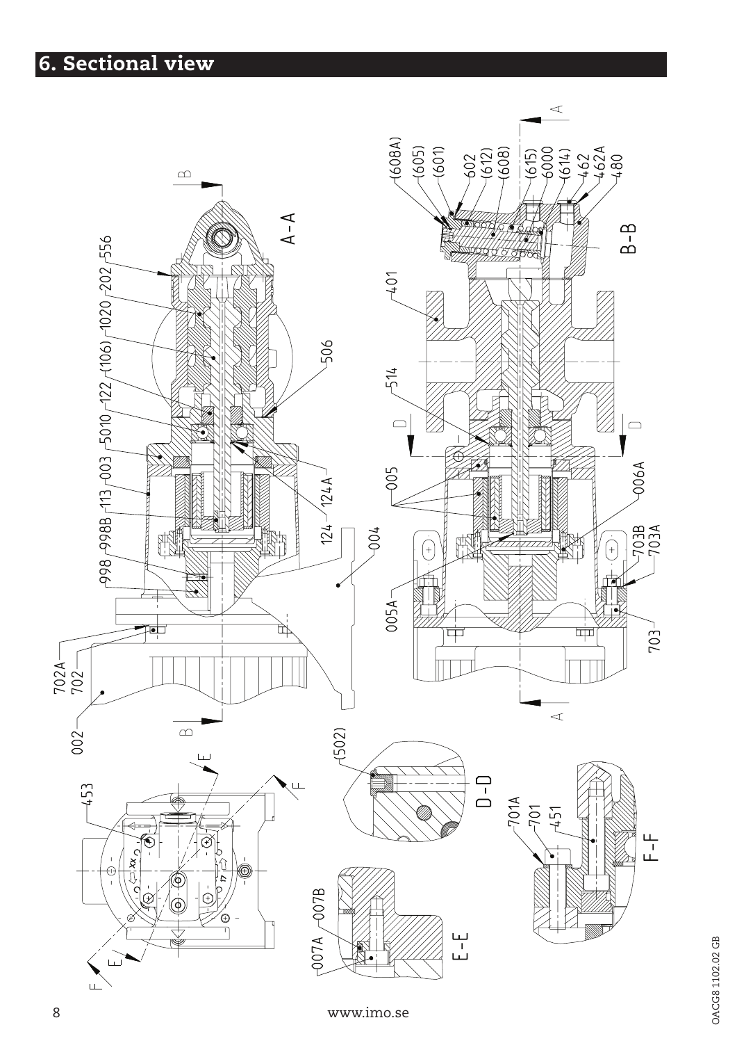# 6. Sectional view

A-A

B-B

D-D

E-E

F-F

002, 702, 702A, 998, 998B, 113, 003, 5010, 122, (106), 1020, 202, 556, 506, 124A, 124, 004

401, 514, 005, 005A, 006A, 703B, 703A, 703

(608A), (605), (601), 602, (612), (608), (615), 6000, (614), 462, 462A, 480

453, (502), 007A, 007B, 701A, 701, 451

www.imo.se

OACG8 1102.02 GB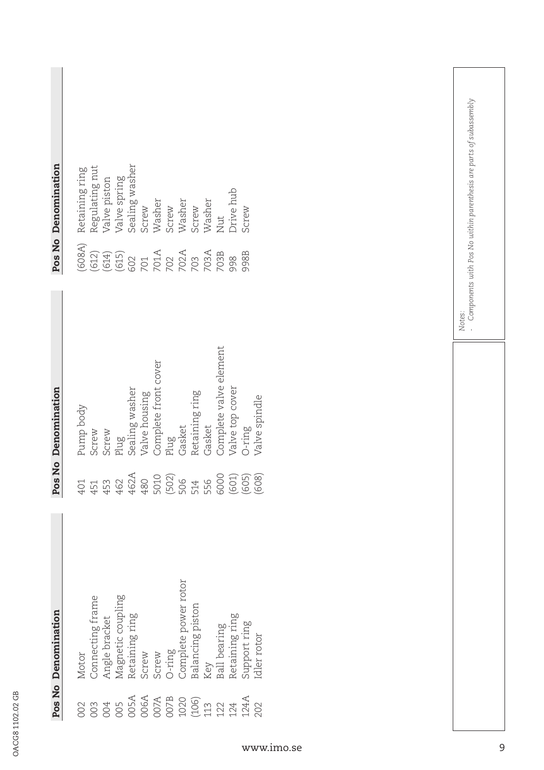| Pos No | Denomination |
|---|---|
| 002 | Motor |
| 003 | Connecting frame |
| 004 | Angle bracket |
| 005 | Magnetic coupling |
| 005A | Retaining ring |
| 006A | Screw |
| 007A | Screw |
| 007B | O-ring |
| 1020 | Complete power rotor |
| (106) | Balancing piston |
| 113 | Key |
| 122 | Ball bearing |
| 124 | Retaining ring |
| 124A | Support ring |
| 202 | Idler rotor |

| Pos No | Denomination |
|---|---|
| 401 | Pump body |
| 451 | Screw |
| 453 | Screw |
| 462 | Plug |
| 462A | Sealing washer |
| 480 | Valve housing |
| 5010 | Complete front cover |
| (502) | Plug |
| 506 | Gasket |
| 514 | Retaining ring |
| 556 | Gasket |
| 6000 | Complete valve element |
| (601) | Valve top cover |
| (605) | O-ring |
| (608) | Valve spindle |

| Pos No | Denomination |
|---|---|
| (608A) | Retaining ring |
| (612) | Regulating nut |
| (614) | Valve piston |
| (615) | Valve spring |
| 602 | Sealing washer |
| 701 | Screw |
| 701A | Washer |
| 702 | Screw |
| 702A | Washer |
| 703 | Screw |
| 703A | Washer |
| 703B | Nut |
| 998 | Drive hub |
| 998B | Screw |

*Notes:*

- *Components with Pos No within parenthesis are parts of subassembly*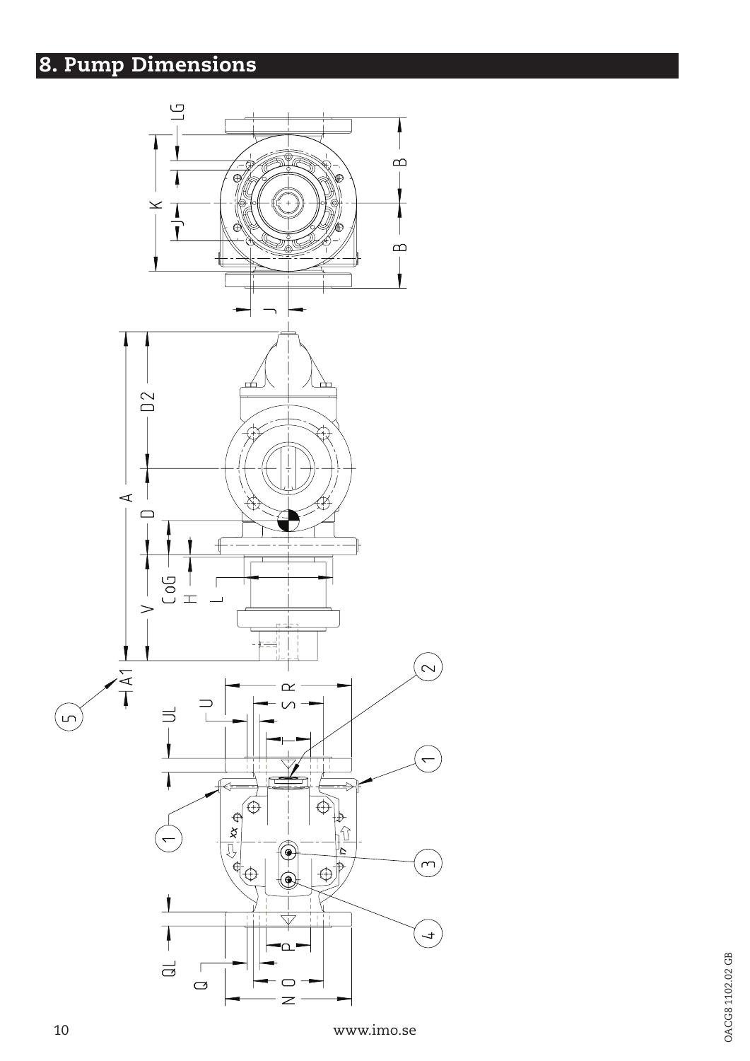# 8. Pump Dimensions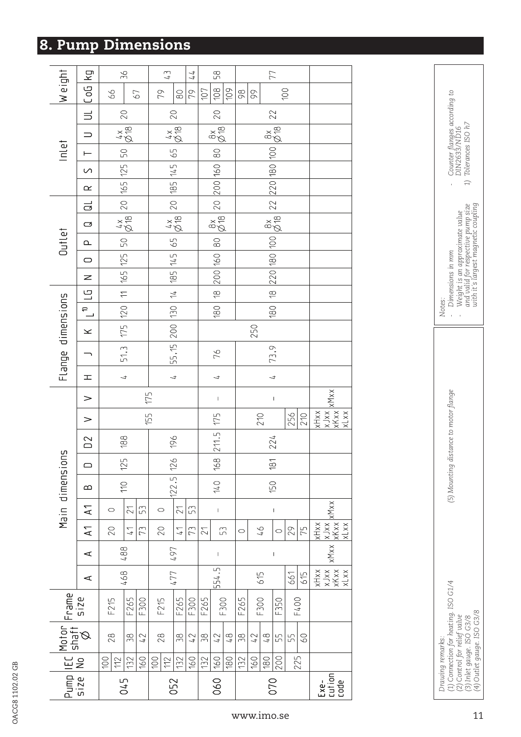## 8. Pump Dimensions

| Pump size | IEC No | Motor shaft Ø | Frame size | Main dimensions | | | | | | | | | Flange dimensions | | | | | Outlet | | | | | Inlet | | | | | Weight | |
|---|---|---|---|---|---|---|---|---|---|---|---|---|---|---|---|---|---|---|---|---|---|---|---|---|---|---|---|---|---|
| | | | | A | A | A1 | A1 | B | D | D2 | V | V | H | J | K | L[1] | LG | N | O | P | Q | QL | R | S | T | U | UL | CoG | kg |
| 045 | 100 | 28 | F215 | 468 | 488 | 20 | 0 | 110 | 125 | 188 | 155 | 175 | 4 | 51.3 | 175 | 120 | 11 | 165 | 125 | 50 | 4x Ø18 | 20 | 165 | 125 | 50 | 4x Ø18 | 20 | 66 | 36 |
| | 112 | | | | | | | | | | | | | | | | | | | | | | | | | | | | |
| | 132 | 38 | F265 | | | 41 | 21 | | | | | | | | | | | | | | | | | | | | | | |
| | 160 | 42 | F300 | | | 73 | 53 | | | | | | | | | | | | | | | | | | | | | 67 | |
| 052 | 100 | 28 | F215 | 477 | 497 | 20 | 0 | 122.5 | 126 | 196 | | | 4 | 55.15 | 200 | 130 | 14 | 185 | 145 | 65 | 4x Ø18 | 20 | 185 | 145 | 65 | 4x Ø18 | 20 | 79 | 43 |
| | 112 | | | | | | | | | | | | | | | | | | | | | | | | | | | | |
| | 132 | 38 | F265 | | | 41 | 21 | | | | | | | | | | | | | | | | | | | | | 80 | |
| | 160 | 42 | F300 | | | 73 | 53 | | | | | | | | | | | | | | | | | | | | | 79 | 44 |
| 060 | 132 | 38 | F265 | 554.5 | – | 21 | – | 140 | 168 | 211.5 | 175 | – | 4 | 76 | 250 | 180 | 18 | 200 | 160 | 80 | 8x Ø18 | 20 | 200 | 160 | 80 | 8x Ø18 | 20 | 107 | 58 |
| | 160 | 42 | F300 | | | 53 | | | | | | | | | | | | | | | | | | | | | | 108 | |
| | 180 | 48 | | | | | | | | | | | | | | | | | | | | | | | | | | 109 | |
| 070 | 132 | 38 | F265 | 615 | – | 0 | – | 150 | 181 | 224 | 210 | – | 4 | 73.9 | | 180 | 18 | 220 | 180 | 100 | 8x Ø18 | 22 | 220 | 180 | 100 | 8x Ø18 | 22 | 98 | 77 |
| | 160 | 42 | F300 | | | 46 | | | | | | | | | | | | | | | | | | | | | | 99 | |
| | 180 | 48 | | | | | | | | | | | | | | | | | | | | | | | | | | 100 | |
| | 200 | 55 | F350 | | | 0 | | | | | | | | | | | | | | | | | | | | | | | |
| | 225 | 55 | F400 | 661 | | 29 | | | | | 256 | | | | | | | | | | | | | | | | | | |
| | | 60 | | 615 | | 75 | | | | | 210 | | | | | | | | | | | | | | | | | | |
| Execution code | | | | xHxx xJxx xKxx xLxx | xMxx | xHxx xJxx xKxx xLxx | xMxx | | | | xHxx xJxx xKxx xLxx | xMxx | | | | | | | | | | | | | | | | | |

*Drawing remarks:*
*(1) Connection for heating. ISO G1/4*
*(2) Control for relief valve*
*(3) Inlet gauge. ISO G3/8*
*(4) Outlet gauge. ISO G3/8*

*(5) Mounting distance to motor flange*

*Notes:*
- *Dimensions in mm*
- *Weight is an approximate value and valid for respective pump size with it's largest magnetic coupling*
- *Counter flanges according to DIN2633/ND16*

*1) Tolerances ISO h7*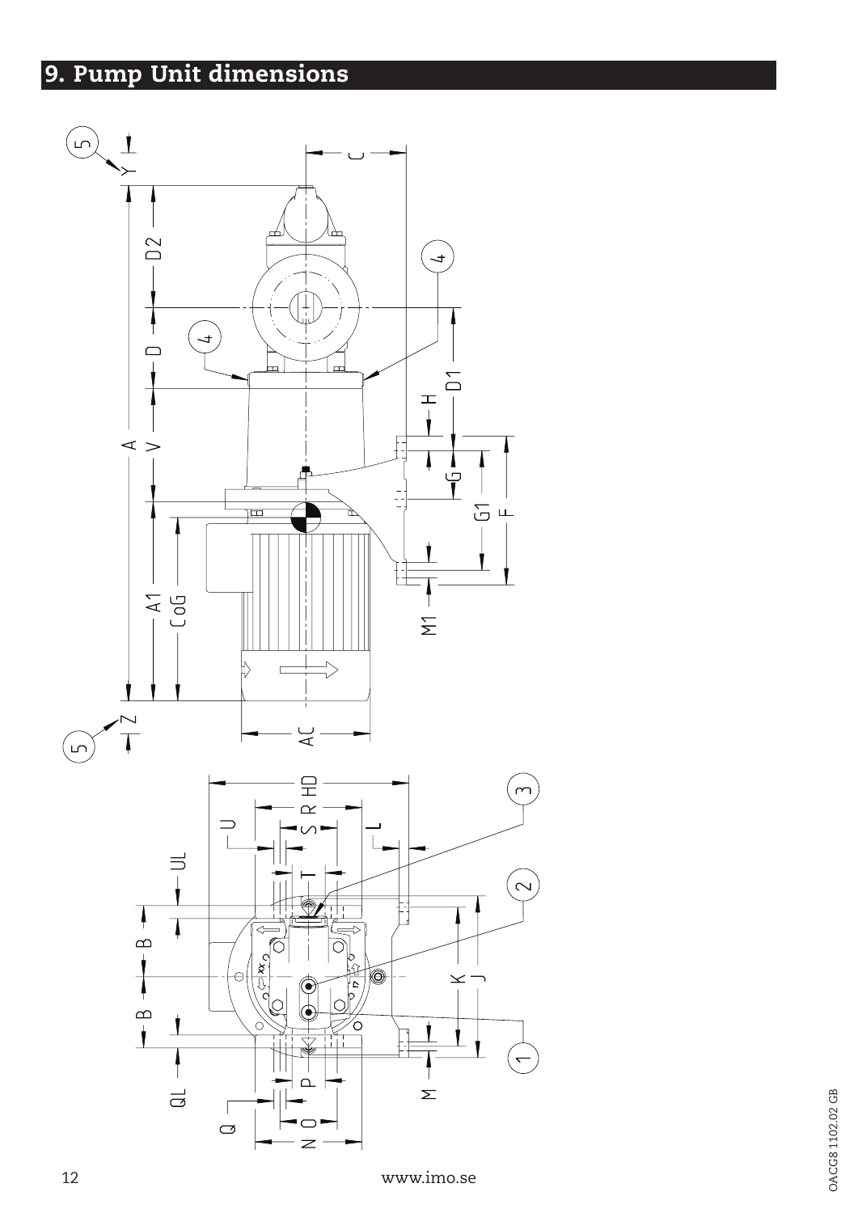# 9. Pump Unit dimensions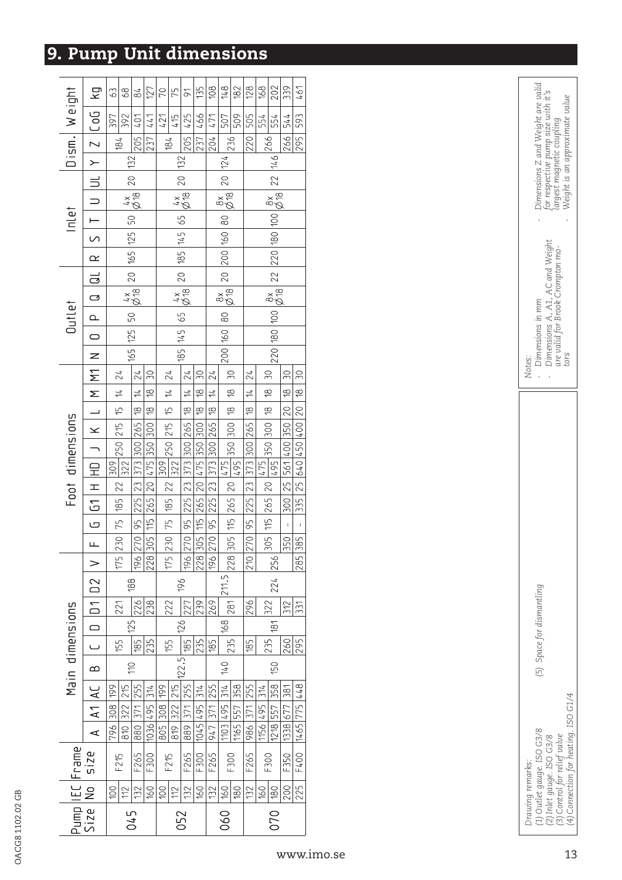# 9. Pump Unit dimensions

| Pump Size | IEC No | Frame size | Main dimensions | | | | | | | | Foot dimensions | | | | | | | | | | | Outlet | | | | | Inlet | | | | | Dism. | | Weight | |
|---|---|---|---|---|---|---|---|---|---|---|---|---|---|---|---|---|---|---|---|---|---|---|---|---|---|---|---|---|---|---|---|---|---|---|---|
| | | | A | A1 | AC | B | C | D | D1 | D2 | V | F | G | G1 | H | HD | J | K | L | M | M1 | N | O | P | Q | QL | R | S | T | U | UL | Y | Z | CoG | kg |
| 045 | 100 | F215 | 796 | 308 | 199 | 110 | 155 | 125 | 221 | 188 | 175 | 230 | 75 | 185 | 22 | 309 | 250 | 215 | 15 | 14 | 24 | 165 | 125 | 50 | 4x Ø18 | 20 | 165 | 125 | 50 | 4x Ø18 | 20 | 132 | 184 | 397 | 63 |
| 045 | 112 | F215 | 810 | 322 | 215 | 110 | 155 | 125 | 221 | 188 | 175 | 230 | 75 | 185 | 22 | 322 | 250 | 215 | 15 | 14 | 24 | 165 | 125 | 50 | 4x Ø18 | 20 | 165 | 125 | 50 | 4x Ø18 | 20 | 132 | 184 | 392 | 68 |
| 045 | 132 | F265 | 880 | 371 | 255 | 110 | 185 | 125 | 226 | 188 | 196 | 270 | 95 | 225 | 23 | 373 | 300 | 265 | 18 | 14 | 24 | 165 | 125 | 50 | 4x Ø18 | 20 | 165 | 125 | 50 | 4x Ø18 | 20 | 132 | 205 | 401 | 84 |
| 045 | 160 | F300 | 1036 | 495 | 314 | 110 | 235 | 125 | 238 | 188 | 228 | 305 | 115 | 265 | 20 | 475 | 350 | 300 | 18 | 18 | 30 | 165 | 125 | 50 | 4x Ø18 | 20 | 165 | 125 | 50 | 4x Ø18 | 20 | 132 | 237 | 441 | 127 |
| 052 | 100 | F215 | 805 | 308 | 199 | 122.5 | 155 | 126 | 222 | 196 | 175 | 230 | 75 | 185 | 22 | 309 | 250 | 215 | 15 | 14 | 24 | 185 | 145 | 65 | 4x Ø18 | 20 | 185 | 145 | 65 | 4x Ø18 | 20 | 132 | 184 | 421 | 70 |
| 052 | 112 | F215 | 819 | 322 | 215 | 122.5 | 155 | 126 | 222 | 196 | 175 | 230 | 75 | 185 | 22 | 322 | 250 | 215 | 15 | 14 | 24 | 185 | 145 | 65 | 4x Ø18 | 20 | 185 | 145 | 65 | 4x Ø18 | 20 | 132 | 184 | 415 | 75 |
| 052 | 132 | F265 | 889 | 371 | 255 | 122.5 | 185 | 126 | 227 | 196 | 196 | 270 | 95 | 225 | 23 | 373 | 300 | 265 | 18 | 14 | 24 | 185 | 145 | 65 | 4x Ø18 | 20 | 185 | 145 | 65 | 4x Ø18 | 20 | 132 | 205 | 425 | 91 |
| 052 | 160 | F300 | 1045 | 495 | 314 | 122.5 | 235 | 126 | 239 | 196 | 228 | 305 | 115 | 265 | 20 | 475 | 350 | 300 | 18 | 18 | 30 | 185 | 145 | 65 | 4x Ø18 | 20 | 185 | 145 | 65 | 4x Ø18 | 20 | 132 | 237 | 466 | 135 |
| 060 | 132 | F265 | 947 | 371 | 255 | 140 | 185 | 168 | 269 | 211.5 | 196 | 270 | 95 | 225 | 23 | 373 | 300 | 265 | 18 | 14 | 24 | 200 | 160 | 80 | 8x Ø18 | 20 | 200 | 160 | 80 | 8x Ø18 | 20 | 124 | 204 | 471 | 108 |
| 060 | 160 | F300 | 1103 | 495 | 314 | 140 | 235 | 168 | 281 | 211.5 | 228 | 305 | 115 | 265 | 20 | 475 | 350 | 300 | 18 | 18 | 30 | 200 | 160 | 80 | 8x Ø18 | 20 | 200 | 160 | 80 | 8x Ø18 | 20 | 124 | 236 | 507 | 148 |
| 060 | 180 | F300 | 1165 | 557 | 358 | 140 | 235 | 168 | 281 | 211.5 | 228 | 305 | 115 | 265 | 20 | 495 | 350 | 300 | 18 | 18 | 30 | 200 | 160 | 80 | 8x Ø18 | 20 | 200 | 160 | 80 | 8x Ø18 | 20 | 124 | 236 | 509 | 182 |
| 070 | 132 | F265 | 986 | 371 | 255 | 150 | 185 | 181 | 296 | 224 | 210 | 270 | 95 | 225 | 23 | 373 | 300 | 265 | 18 | 14 | 24 | 220 | 180 | 100 | 8x Ø18 | 22 | 220 | 180 | 100 | 8x Ø18 | 22 | 146 | 220 | 505 | 128 |
| 070 | 160 | F300 | 1156 | 495 | 314 | 150 | 235 | 181 | 322 | 224 | 256 | 305 | 115 | 265 | 20 | 475 | 350 | 300 | 18 | 18 | 30 | 220 | 180 | 100 | 8x Ø18 | 22 | 220 | 180 | 100 | 8x Ø18 | 22 | 146 | 266 | 554 | 168 |
| 070 | 180 | F300 | 1218 | 557 | 358 | 150 | 235 | 181 | 322 | 224 | 256 | 305 | 115 | 265 | 20 | 495 | 350 | 300 | 18 | 18 | 30 | 220 | 180 | 100 | 8x Ø18 | 22 | 220 | 180 | 100 | 8x Ø18 | 22 | 146 | 266 | 554 | 202 |
| 070 | 200 | F350 | 1338 | 677 | 381 | 150 | 260 | 181 | 312 | 224 | 256 | 350 | - | 300 | 25 | 561 | 400 | 350 | 20 | 18 | 30 | 220 | 180 | 100 | 8x Ø18 | 22 | 220 | 180 | 100 | 8x Ø18 | 22 | 146 | 266 | 544 | 339 |
| 070 | 225 | F400 | 1465 | 775 | 448 | 150 | 295 | 181 | 331 | 224 | 285 | 385 | - | 335 | 25 | 640 | 450 | 400 | 20 | 18 | 30 | 220 | 180 | 100 | 8x Ø18 | 22 | 220 | 180 | 100 | 8x Ø18 | 22 | 146 | 295 | 593 | 461 |

*Drawing remarks:*
*(1) Outlet gauge. ISO G3/8*
*(2) Inlet gauge. ISO G3/8*
*(3) Control for relief valve*
*(4) Connection for heating. ISO G1/4*
*(5) Space for dismantling*

*Notes:*
- *Dimensions in mm*
- *Dimensions A, A1, AC and Weight are valid for Brook Crompton motors*
- *Dimensions Z and Weight are valid for respective pump size with it's largest magnetic coupling*
- *Weight is an approximate value*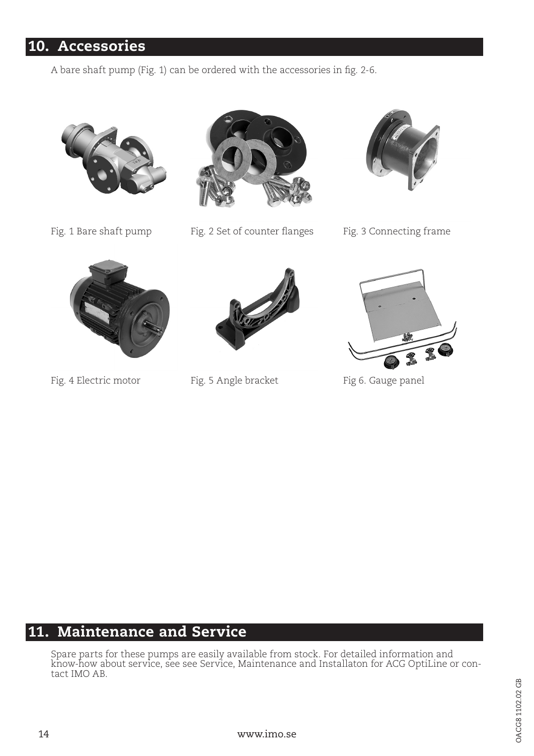## 10. Accessories

A bare shaft pump (Fig. 1) can be ordered with the accessories in fig. 2-6.

Fig. 1 Bare shaft pump

Fig. 2 Set of counter flanges

Fig. 3 Connecting frame

Fig. 4 Electric motor

Fig. 5 Angle bracket

Fig 6. Gauge panel

## 11. Maintenance and Service

Spare parts for these pumps are easily available from stock. For detailed information and know-how about service, see see Service, Maintenance and Installaton for ACG OptiLine or contact IMO AB.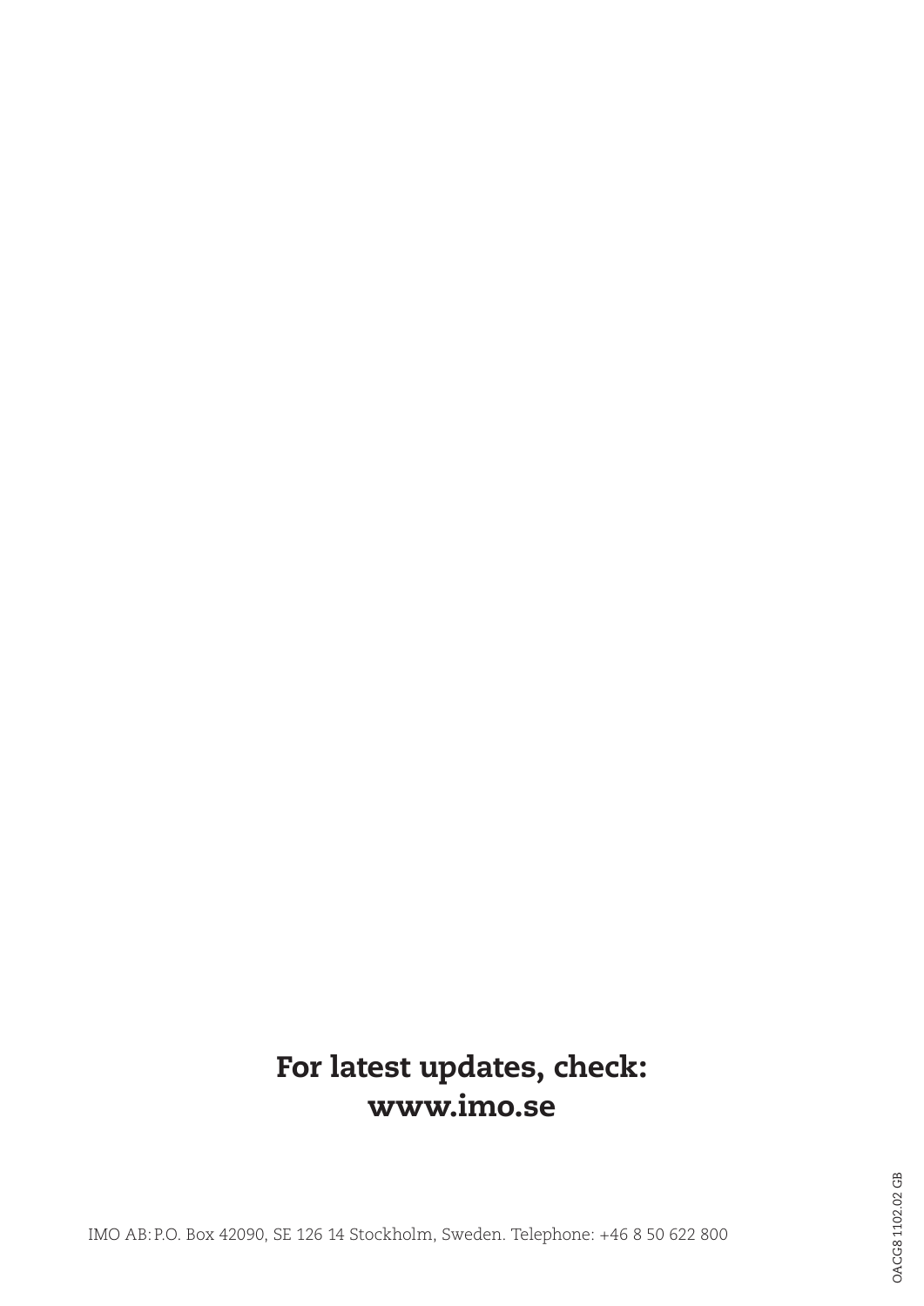**For latest updates, check:**
**www.imo.se**

IMO AB: P.O. Box 42090, SE 126 14 Stockholm, Sweden. Telephone: +46 8 50 622 800

OACG8 1102.02 GB